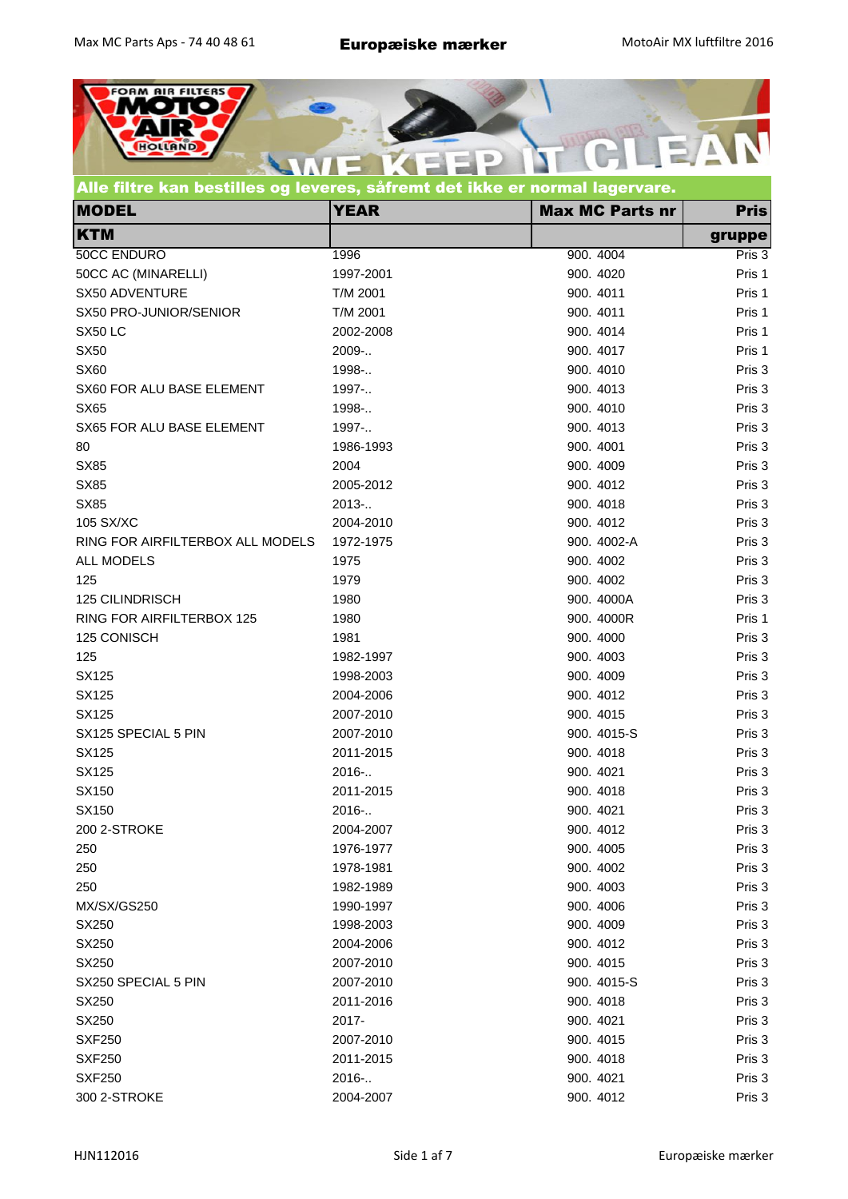**Alle filtre kan bestilles og leveres, såfremt det ikke er normal lagervare.**

| MODEL | YEAR | Max MC Parts nr | Pris |
|---|---|---|---|
| **KTM** | | | **gruppe** |
| 50CC ENDURO | 1996 | 900. 4004 | Pris 3 |
| 50CC AC (MINARELLI) | 1997-2001 | 900. 4020 | Pris 1 |
| SX50 ADVENTURE | T/M 2001 | 900. 4011 | Pris 1 |
| SX50 PRO-JUNIOR/SENIOR | T/M 2001 | 900. 4011 | Pris 1 |
| SX50 LC | 2002-2008 | 900. 4014 | Pris 1 |
| SX50 | 2009-.. | 900. 4017 | Pris 1 |
| SX60 | 1998-.. | 900. 4010 | Pris 3 |
| SX60 FOR ALU BASE ELEMENT | 1997-.. | 900. 4013 | Pris 3 |
| SX65 | 1998-.. | 900. 4010 | Pris 3 |
| SX65 FOR ALU BASE ELEMENT | 1997-.. | 900. 4013 | Pris 3 |
| 80 | 1986-1993 | 900. 4001 | Pris 3 |
| SX85 | 2004 | 900. 4009 | Pris 3 |
| SX85 | 2005-2012 | 900. 4012 | Pris 3 |
| SX85 | 2013-.. | 900. 4018 | Pris 3 |
| 105 SX/XC | 2004-2010 | 900. 4012 | Pris 3 |
| RING FOR AIRFILTERBOX ALL MODELS | 1972-1975 | 900. 4002-A | Pris 3 |
| ALL MODELS | 1975 | 900. 4002 | Pris 3 |
| 125 | 1979 | 900. 4002 | Pris 3 |
| 125 CILINDRISCH | 1980 | 900. 4000A | Pris 3 |
| RING FOR AIRFILTERBOX 125 | 1980 | 900. 4000R | Pris 1 |
| 125 CONISCH | 1981 | 900. 4000 | Pris 3 |
| 125 | 1982-1997 | 900. 4003 | Pris 3 |
| SX125 | 1998-2003 | 900. 4009 | Pris 3 |
| SX125 | 2004-2006 | 900. 4012 | Pris 3 |
| SX125 | 2007-2010 | 900. 4015 | Pris 3 |
| SX125 SPECIAL 5 PIN | 2007-2010 | 900. 4015-S | Pris 3 |
| SX125 | 2011-2015 | 900. 4018 | Pris 3 |
| SX125 | 2016-.. | 900. 4021 | Pris 3 |
| SX150 | 2011-2015 | 900. 4018 | Pris 3 |
| SX150 | 2016-.. | 900. 4021 | Pris 3 |
| 200 2-STROKE | 2004-2007 | 900. 4012 | Pris 3 |
| 250 | 1976-1977 | 900. 4005 | Pris 3 |
| 250 | 1978-1981 | 900. 4002 | Pris 3 |
| 250 | 1982-1989 | 900. 4003 | Pris 3 |
| MX/SX/GS250 | 1990-1997 | 900. 4006 | Pris 3 |
| SX250 | 1998-2003 | 900. 4009 | Pris 3 |
| SX250 | 2004-2006 | 900. 4012 | Pris 3 |
| SX250 | 2007-2010 | 900. 4015 | Pris 3 |
| SX250 SPECIAL 5 PIN | 2007-2010 | 900. 4015-S | Pris 3 |
| SX250 | 2011-2016 | 900. 4018 | Pris 3 |
| SX250 | 2017- | 900. 4021 | Pris 3 |
| SXF250 | 2007-2010 | 900. 4015 | Pris 3 |
| SXF250 | 2011-2015 | 900. 4018 | Pris 3 |
| SXF250 | 2016-.. | 900. 4021 | Pris 3 |
| 300 2-STROKE | 2004-2007 | 900. 4012 | Pris 3 |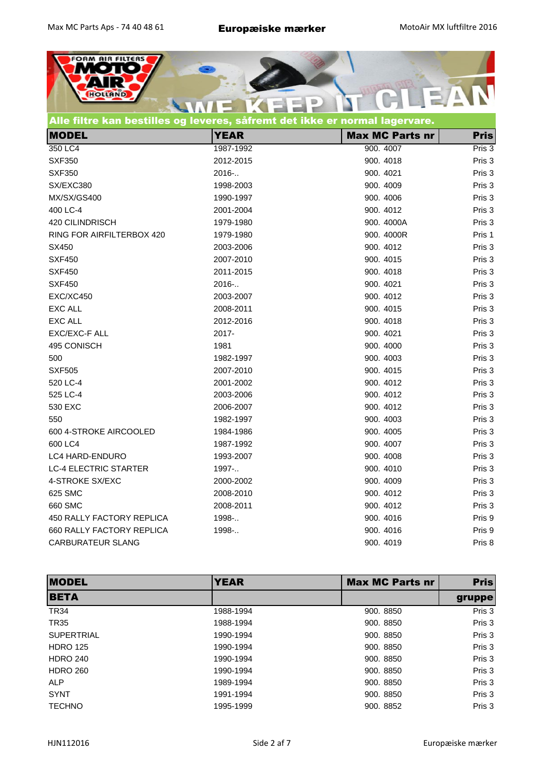**Alle filtre kan bestilles og leveres, såfremt det ikke er normal lagervare.**

| MODEL | YEAR | Max MC Parts nr | Pris |
|---|---|---|---|
| 350 LC4 | 1987-1992 | 900. 4007 | Pris 3 |
| SXF350 | 2012-2015 | 900. 4018 | Pris 3 |
| SXF350 | 2016-.. | 900. 4021 | Pris 3 |
| SX/EXC380 | 1998-2003 | 900. 4009 | Pris 3 |
| MX/SX/GS400 | 1990-1997 | 900. 4006 | Pris 3 |
| 400 LC-4 | 2001-2004 | 900. 4012 | Pris 3 |
| 420 CILINDRISCH | 1979-1980 | 900. 4000A | Pris 3 |
| RING FOR AIRFILTERBOX 420 | 1979-1980 | 900. 4000R | Pris 1 |
| SX450 | 2003-2006 | 900. 4012 | Pris 3 |
| SXF450 | 2007-2010 | 900. 4015 | Pris 3 |
| SXF450 | 2011-2015 | 900. 4018 | Pris 3 |
| SXF450 | 2016-.. | 900. 4021 | Pris 3 |
| EXC/XC450 | 2003-2007 | 900. 4012 | Pris 3 |
| EXC ALL | 2008-2011 | 900. 4015 | Pris 3 |
| EXC ALL | 2012-2016 | 900. 4018 | Pris 3 |
| EXC/EXC-F ALL | 2017- | 900. 4021 | Pris 3 |
| 495 CONISCH | 1981 | 900. 4000 | Pris 3 |
| 500 | 1982-1997 | 900. 4003 | Pris 3 |
| SXF505 | 2007-2010 | 900. 4015 | Pris 3 |
| 520 LC-4 | 2001-2002 | 900. 4012 | Pris 3 |
| 525 LC-4 | 2003-2006 | 900. 4012 | Pris 3 |
| 530 EXC | 2006-2007 | 900. 4012 | Pris 3 |
| 550 | 1982-1997 | 900. 4003 | Pris 3 |
| 600 4-STROKE AIRCOOLED | 1984-1986 | 900. 4005 | Pris 3 |
| 600 LC4 | 1987-1992 | 900. 4007 | Pris 3 |
| LC4 HARD-ENDURO | 1993-2007 | 900. 4008 | Pris 3 |
| LC-4 ELECTRIC STARTER | 1997-.. | 900. 4010 | Pris 3 |
| 4-STROKE SX/EXC | 2000-2002 | 900. 4009 | Pris 3 |
| 625 SMC | 2008-2010 | 900. 4012 | Pris 3 |
| 660 SMC | 2008-2011 | 900. 4012 | Pris 3 |
| 450 RALLY FACTORY REPLICA | 1998-.. | 900. 4016 | Pris 9 |
| 660 RALLY FACTORY REPLICA | 1998-.. | 900. 4016 | Pris 9 |
| CARBURATEUR SLANG | | 900. 4019 | Pris 8 |

| MODEL | YEAR | Max MC Parts nr | Pris |
|---|---|---|---|
| **BETA** | | | **gruppe** |
| TR34 | 1988-1994 | 900. 8850 | Pris 3 |
| TR35 | 1988-1994 | 900. 8850 | Pris 3 |
| SUPERTRIAL | 1990-1994 | 900. 8850 | Pris 3 |
| HDRO 125 | 1990-1994 | 900. 8850 | Pris 3 |
| HDRO 240 | 1990-1994 | 900. 8850 | Pris 3 |
| HDRO 260 | 1990-1994 | 900. 8850 | Pris 3 |
| ALP | 1989-1994 | 900. 8850 | Pris 3 |
| SYNT | 1991-1994 | 900. 8850 | Pris 3 |
| TECHNO | 1995-1999 | 900. 8852 | Pris 3 |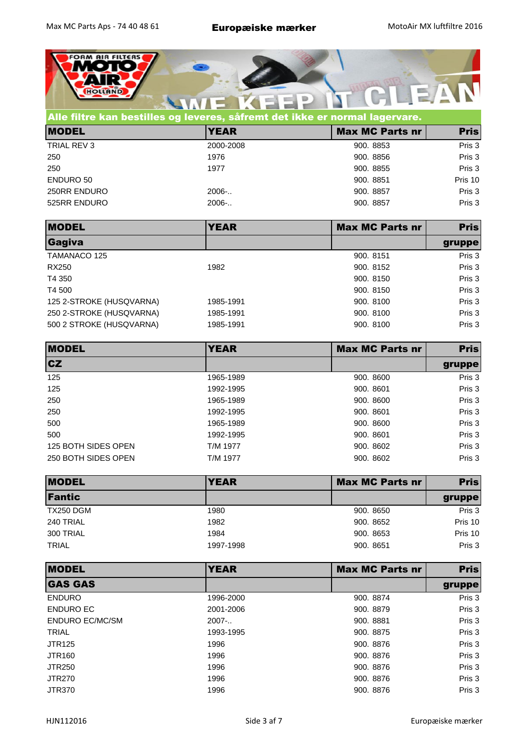Alle filtre kan bestilles og leveres, såfremt det ikke er normal lagervare.

| MODEL | YEAR | Max MC Parts nr | Pris |
|---|---|---|---|
| TRIAL REV 3 | 2000-2008 | 900. 8853 | Pris 3 |
| 250 | 1976 | 900. 8856 | Pris 3 |
| 250 | 1977 | 900. 8855 | Pris 3 |
| ENDURO 50 | | 900. 8851 | Pris 10 |
| 250RR ENDURO | 2006-.. | 900. 8857 | Pris 3 |
| 525RR ENDURO | 2006-.. | 900. 8857 | Pris 3 |

| MODEL | YEAR | Max MC Parts nr | Pris |
|---|---|---|---|
| **Gagiva** | | | **gruppe** |
| TAMANACO 125 | | 900. 8151 | Pris 3 |
| RX250 | 1982 | 900. 8152 | Pris 3 |
| T4 350 | | 900. 8150 | Pris 3 |
| T4 500 | | 900. 8150 | Pris 3 |
| 125 2-STROKE (HUSQVARNA) | 1985-1991 | 900. 8100 | Pris 3 |
| 250 2-STROKE (HUSQVARNA) | 1985-1991 | 900. 8100 | Pris 3 |
| 500 2 STROKE (HUSQVARNA) | 1985-1991 | 900. 8100 | Pris 3 |

| MODEL | YEAR | Max MC Parts nr | Pris |
|---|---|---|---|
| **CZ** | | | **gruppe** |
| 125 | 1965-1989 | 900. 8600 | Pris 3 |
| 125 | 1992-1995 | 900. 8601 | Pris 3 |
| 250 | 1965-1989 | 900. 8600 | Pris 3 |
| 250 | 1992-1995 | 900. 8601 | Pris 3 |
| 500 | 1965-1989 | 900. 8600 | Pris 3 |
| 500 | 1992-1995 | 900. 8601 | Pris 3 |
| 125 BOTH SIDES OPEN | T/M 1977 | 900. 8602 | Pris 3 |
| 250 BOTH SIDES OPEN | T/M 1977 | 900. 8602 | Pris 3 |

| MODEL | YEAR | Max MC Parts nr | Pris |
|---|---|---|---|
| **Fantic** | | | **gruppe** |
| TX250 DGM | 1980 | 900. 8650 | Pris 3 |
| 240 TRIAL | 1982 | 900. 8652 | Pris 10 |
| 300 TRIAL | 1984 | 900. 8653 | Pris 10 |
| TRIAL | 1997-1998 | 900. 8651 | Pris 3 |

| MODEL | YEAR | Max MC Parts nr | Pris |
|---|---|---|---|
| **GAS GAS** | | | **gruppe** |
| ENDURO | 1996-2000 | 900. 8874 | Pris 3 |
| ENDURO EC | 2001-2006 | 900. 8879 | Pris 3 |
| ENDURO EC/MC/SM | 2007-.. | 900. 8881 | Pris 3 |
| TRIAL | 1993-1995 | 900. 8875 | Pris 3 |
| JTR125 | 1996 | 900. 8876 | Pris 3 |
| JTR160 | 1996 | 900. 8876 | Pris 3 |
| JTR250 | 1996 | 900. 8876 | Pris 3 |
| JTR270 | 1996 | 900. 8876 | Pris 3 |
| JTR370 | 1996 | 900. 8876 | Pris 3 |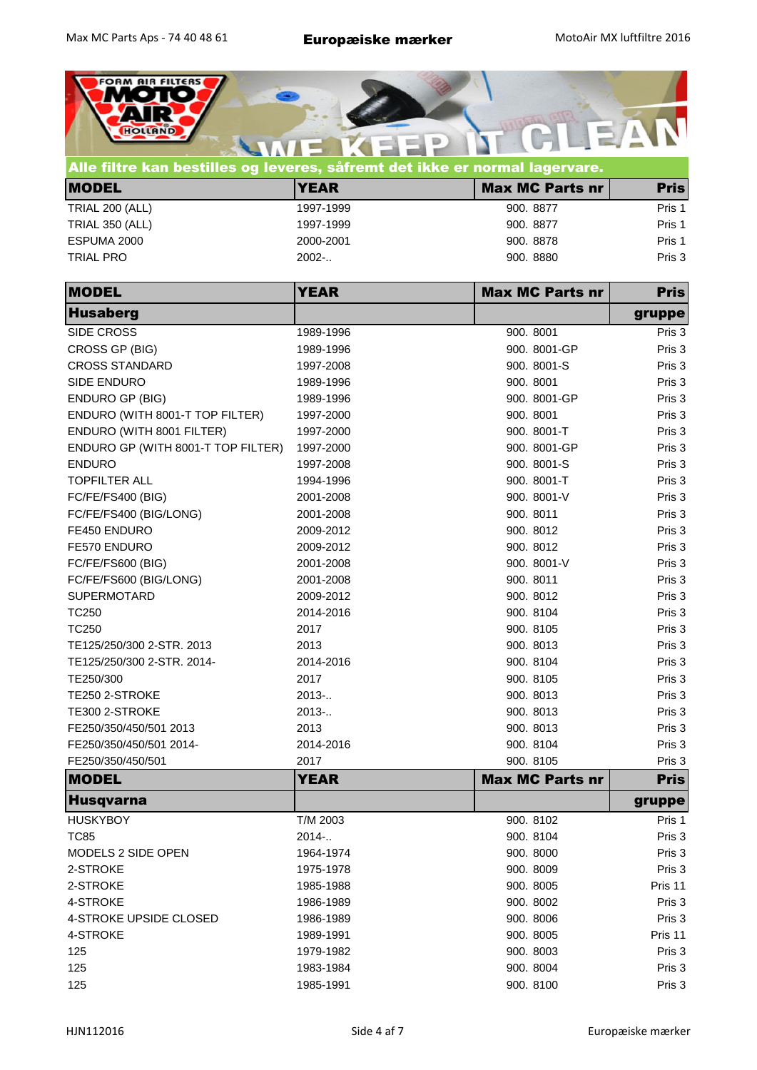**Alle filtre kan bestilles og leveres, såfremt det ikke er normal lagervare.**

| MODEL | YEAR | Max MC Parts nr | Pris |
|---|---|---|---|
| TRIAL 200 (ALL) | 1997-1999 | 900. 8877 | Pris 1 |
| TRIAL 350 (ALL) | 1997-1999 | 900. 8877 | Pris 1 |
| ESPUMA 2000 | 2000-2001 | 900. 8878 | Pris 1 |
| TRIAL PRO | 2002-.. | 900. 8880 | Pris 3 |

| MODEL | YEAR | Max MC Parts nr | Pris |
|---|---|---|---|
| **Husaberg** | | | **gruppe** |
| SIDE CROSS | 1989-1996 | 900. 8001 | Pris 3 |
| CROSS GP (BIG) | 1989-1996 | 900. 8001-GP | Pris 3 |
| CROSS STANDARD | 1997-2008 | 900. 8001-S | Pris 3 |
| SIDE ENDURO | 1989-1996 | 900. 8001 | Pris 3 |
| ENDURO GP (BIG) | 1989-1996 | 900. 8001-GP | Pris 3 |
| ENDURO (WITH 8001-T TOP FILTER) | 1997-2000 | 900. 8001 | Pris 3 |
| ENDURO (WITH 8001 FILTER) | 1997-2000 | 900. 8001-T | Pris 3 |
| ENDURO GP (WITH 8001-T TOP FILTER) | 1997-2000 | 900. 8001-GP | Pris 3 |
| ENDURO | 1997-2008 | 900. 8001-S | Pris 3 |
| TOPFILTER ALL | 1994-1996 | 900. 8001-T | Pris 3 |
| FC/FE/FS400 (BIG) | 2001-2008 | 900. 8001-V | Pris 3 |
| FC/FE/FS400 (BIG/LONG) | 2001-2008 | 900. 8011 | Pris 3 |
| FE450 ENDURO | 2009-2012 | 900. 8012 | Pris 3 |
| FE570 ENDURO | 2009-2012 | 900. 8012 | Pris 3 |
| FC/FE/FS600 (BIG) | 2001-2008 | 900. 8001-V | Pris 3 |
| FC/FE/FS600 (BIG/LONG) | 2001-2008 | 900. 8011 | Pris 3 |
| SUPERMOTARD | 2009-2012 | 900. 8012 | Pris 3 |
| TC250 | 2014-2016 | 900. 8104 | Pris 3 |
| TC250 | 2017 | 900. 8105 | Pris 3 |
| TE125/250/300 2-STR. 2013 | 2013 | 900. 8013 | Pris 3 |
| TE125/250/300 2-STR. 2014- | 2014-2016 | 900. 8104 | Pris 3 |
| TE250/300 | 2017 | 900. 8105 | Pris 3 |
| TE250 2-STROKE | 2013-.. | 900. 8013 | Pris 3 |
| TE300 2-STROKE | 2013-.. | 900. 8013 | Pris 3 |
| FE250/350/450/501 2013 | 2013 | 900. 8013 | Pris 3 |
| FE250/350/450/501 2014- | 2014-2016 | 900. 8104 | Pris 3 |
| FE250/350/450/501 | 2017 | 900. 8105 | Pris 3 |

| MODEL | YEAR | Max MC Parts nr | Pris |
|---|---|---|---|
| **Husqvarna** | | | **gruppe** |
| HUSKYBOY | T/M 2003 | 900. 8102 | Pris 1 |
| TC85 | 2014-.. | 900. 8104 | Pris 3 |
| MODELS 2 SIDE OPEN | 1964-1974 | 900. 8000 | Pris 3 |
| 2-STROKE | 1975-1978 | 900. 8009 | Pris 3 |
| 2-STROKE | 1985-1988 | 900. 8005 | Pris 11 |
| 4-STROKE | 1986-1989 | 900. 8002 | Pris 3 |
| 4-STROKE UPSIDE CLOSED | 1986-1989 | 900. 8006 | Pris 3 |
| 4-STROKE | 1989-1991 | 900. 8005 | Pris 11 |
| 125 | 1979-1982 | 900. 8003 | Pris 3 |
| 125 | 1983-1984 | 900. 8004 | Pris 3 |
| 125 | 1985-1991 | 900. 8100 | Pris 3 |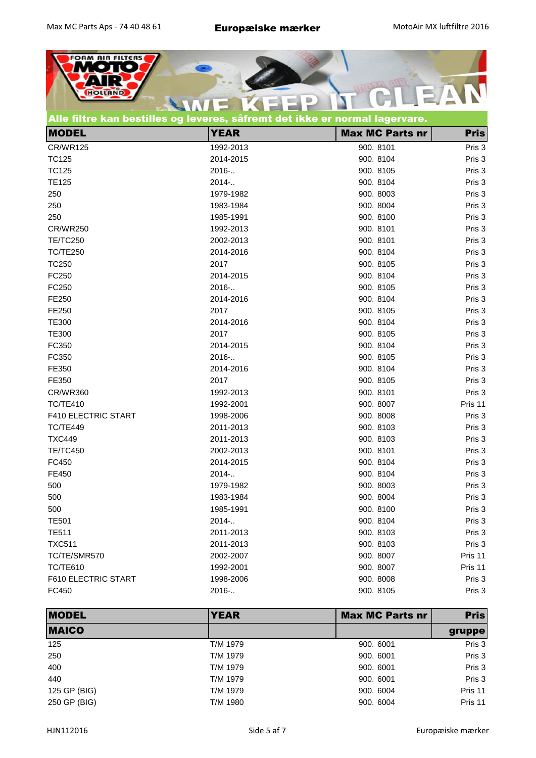**Alle filtre kan bestilles og leveres, såfremt det ikke er normal lagervare.**

| MODEL | YEAR | Max MC Parts nr | Pris |
|---|---|---|---|
| CR/WR125 | 1992-2013 | 900. 8101 | Pris 3 |
| TC125 | 2014-2015 | 900. 8104 | Pris 3 |
| TC125 | 2016-.. | 900. 8105 | Pris 3 |
| TE125 | 2014-.. | 900. 8104 | Pris 3 |
| 250 | 1979-1982 | 900. 8003 | Pris 3 |
| 250 | 1983-1984 | 900. 8004 | Pris 3 |
| 250 | 1985-1991 | 900. 8100 | Pris 3 |
| CR/WR250 | 1992-2013 | 900. 8101 | Pris 3 |
| TE/TC250 | 2002-2013 | 900. 8101 | Pris 3 |
| TC/TE250 | 2014-2016 | 900. 8104 | Pris 3 |
| TC250 | 2017 | 900. 8105 | Pris 3 |
| FC250 | 2014-2015 | 900. 8104 | Pris 3 |
| FC250 | 2016-.. | 900. 8105 | Pris 3 |
| FE250 | 2014-2016 | 900. 8104 | Pris 3 |
| FE250 | 2017 | 900. 8105 | Pris 3 |
| TE300 | 2014-2016 | 900. 8104 | Pris 3 |
| TE300 | 2017 | 900. 8105 | Pris 3 |
| FC350 | 2014-2015 | 900. 8104 | Pris 3 |
| FC350 | 2016-.. | 900. 8105 | Pris 3 |
| FE350 | 2014-2016 | 900. 8104 | Pris 3 |
| FE350 | 2017 | 900. 8105 | Pris 3 |
| CR/WR360 | 1992-2013 | 900. 8101 | Pris 3 |
| TC/TE410 | 1992-2001 | 900. 8007 | Pris 11 |
| F410 ELECTRIC START | 1998-2006 | 900. 8008 | Pris 3 |
| TC/TE449 | 2011-2013 | 900. 8103 | Pris 3 |
| TXC449 | 2011-2013 | 900. 8103 | Pris 3 |
| TE/TC450 | 2002-2013 | 900. 8101 | Pris 3 |
| FC450 | 2014-2015 | 900. 8104 | Pris 3 |
| FE450 | 2014-.. | 900. 8104 | Pris 3 |
| 500 | 1979-1982 | 900. 8003 | Pris 3 |
| 500 | 1983-1984 | 900. 8004 | Pris 3 |
| 500 | 1985-1991 | 900. 8100 | Pris 3 |
| TE501 | 2014-.. | 900. 8104 | Pris 3 |
| TE511 | 2011-2013 | 900. 8103 | Pris 3 |
| TXC511 | 2011-2013 | 900. 8103 | Pris 3 |
| TC/TE/SMR570 | 2002-2007 | 900. 8007 | Pris 11 |
| TC/TE610 | 1992-2001 | 900. 8007 | Pris 11 |
| F610 ELECTRIC START | 1998-2006 | 900. 8008 | Pris 3 |
| FC450 | 2016-.. | 900. 8105 | Pris 3 |

| MODEL | YEAR | Max MC Parts nr | Pris |
|---|---|---|---|
| **MAICO** | | | **gruppe** |
| 125 | T/M 1979 | 900. 6001 | Pris 3 |
| 250 | T/M 1979 | 900. 6001 | Pris 3 |
| 400 | T/M 1979 | 900. 6001 | Pris 3 |
| 440 | T/M 1979 | 900. 6001 | Pris 3 |
| 125 GP (BIG) | T/M 1979 | 900. 6004 | Pris 11 |
| 250 GP (BIG) | T/M 1980 | 900. 6004 | Pris 11 |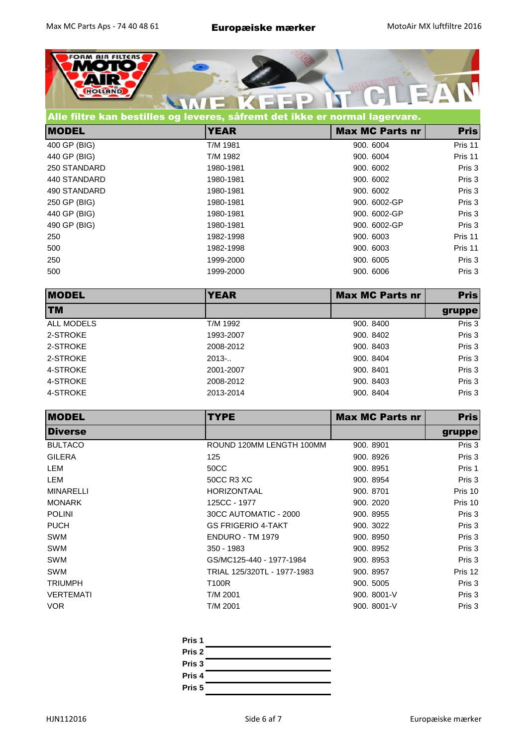**Alle filtre kan bestilles og leveres, såfremt det ikke er normal lagervare.**

| MODEL | YEAR | Max MC Parts nr | Pris |
|---|---|---|---|
| 400 GP (BIG) | T/M 1981 | 900. 6004 | Pris 11 |
| 440 GP (BIG) | T/M 1982 | 900. 6004 | Pris 11 |
| 250 STANDARD | 1980-1981 | 900. 6002 | Pris 3 |
| 440 STANDARD | 1980-1981 | 900. 6002 | Pris 3 |
| 490 STANDARD | 1980-1981 | 900. 6002 | Pris 3 |
| 250 GP (BIG) | 1980-1981 | 900. 6002-GP | Pris 3 |
| 440 GP (BIG) | 1980-1981 | 900. 6002-GP | Pris 3 |
| 490 GP (BIG) | 1980-1981 | 900. 6002-GP | Pris 3 |
| 250 | 1982-1998 | 900. 6003 | Pris 11 |
| 500 | 1982-1998 | 900. 6003 | Pris 11 |
| 250 | 1999-2000 | 900. 6005 | Pris 3 |
| 500 | 1999-2000 | 900. 6006 | Pris 3 |

| MODEL | YEAR | Max MC Parts nr | Pris |
|---|---|---|---|
| **TM** | | | **gruppe** |
| ALL MODELS | T/M 1992 | 900. 8400 | Pris 3 |
| 2-STROKE | 1993-2007 | 900. 8402 | Pris 3 |
| 2-STROKE | 2008-2012 | 900. 8403 | Pris 3 |
| 2-STROKE | 2013-.. | 900. 8404 | Pris 3 |
| 4-STROKE | 2001-2007 | 900. 8401 | Pris 3 |
| 4-STROKE | 2008-2012 | 900. 8403 | Pris 3 |
| 4-STROKE | 2013-2014 | 900. 8404 | Pris 3 |

| MODEL | TYPE | Max MC Parts nr | Pris |
|---|---|---|---|
| **Diverse** | | | **gruppe** |
| BULTACO | ROUND 120MM LENGTH 100MM | 900. 8901 | Pris 3 |
| GILERA | 125 | 900. 8926 | Pris 3 |
| LEM | 50CC | 900. 8951 | Pris 1 |
| LEM | 50CC R3 XC | 900. 8954 | Pris 3 |
| MINARELLI | HORIZONTAAL | 900. 8701 | Pris 10 |
| MONARK | 125CC - 1977 | 900. 2020 | Pris 10 |
| POLINI | 30CC AUTOMATIC - 2000 | 900. 8955 | Pris 3 |
| PUCH | GS FRIGERIO 4-TAKT | 900. 3022 | Pris 3 |
| SWM | ENDURO - TM 1979 | 900. 8950 | Pris 3 |
| SWM | 350 - 1983 | 900. 8952 | Pris 3 |
| SWM | GS/MC125-440 - 1977-1984 | 900. 8953 | Pris 3 |
| SWM | TRIAL 125/320TL - 1977-1983 | 900. 8957 | Pris 12 |
| TRIUMPH | T100R | 900. 5005 | Pris 3 |
| VERTEMATI | T/M 2001 | 900. 8001-V | Pris 3 |
| VOR | T/M 2001 | 900. 8001-V | Pris 3 |

| | |
|---|---|
| **Pris 1** | |
| **Pris 2** | |
| **Pris 3** | |
| **Pris 4** | |
| **Pris 5** | |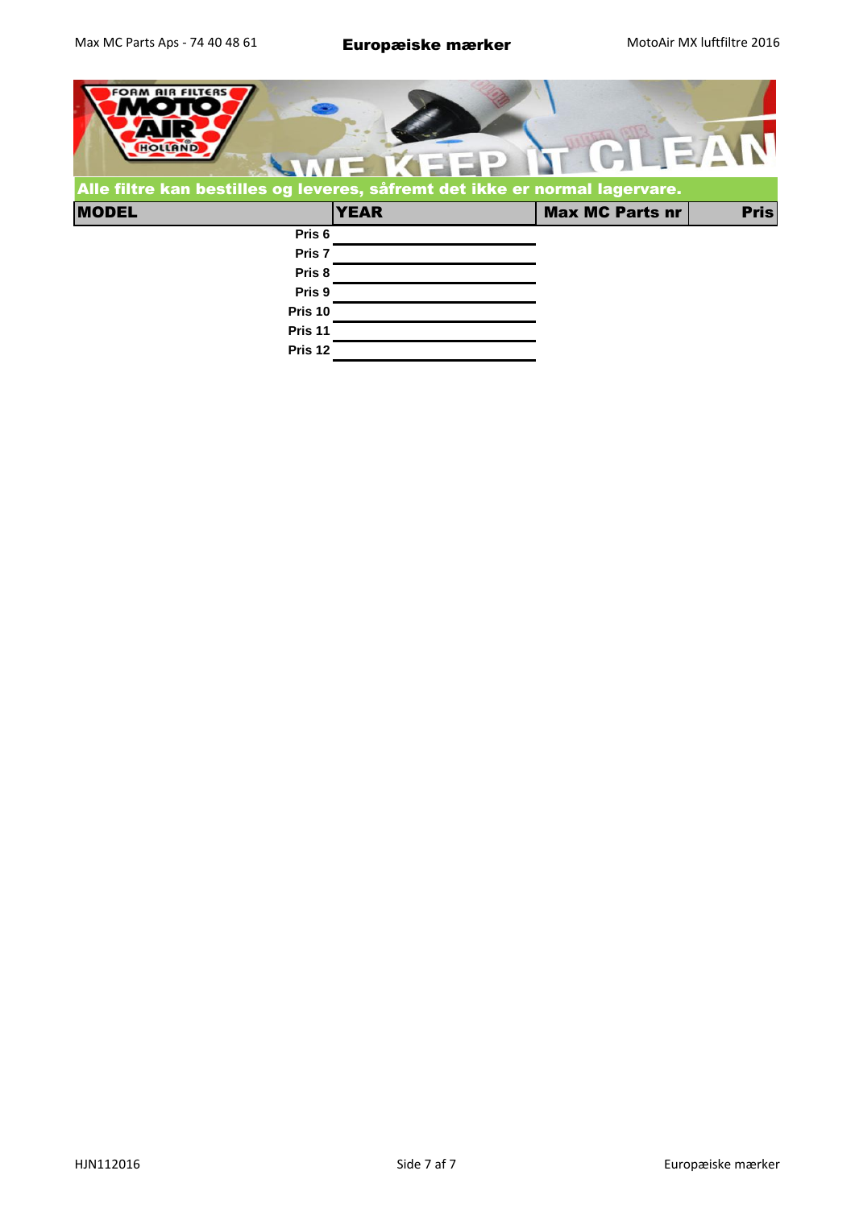Alle filtre kan bestilles og leveres, såfremt det ikke er normal lagervare.

| MODEL | YEAR | Max MC Parts nr | Pris |
|---|---|---|---|
| Pris 6 | | | |
| Pris 7 | | | |
| Pris 8 | | | |
| Pris 9 | | | |
| Pris 10 | | | |
| Pris 11 | | | |
| Pris 12 | | | |